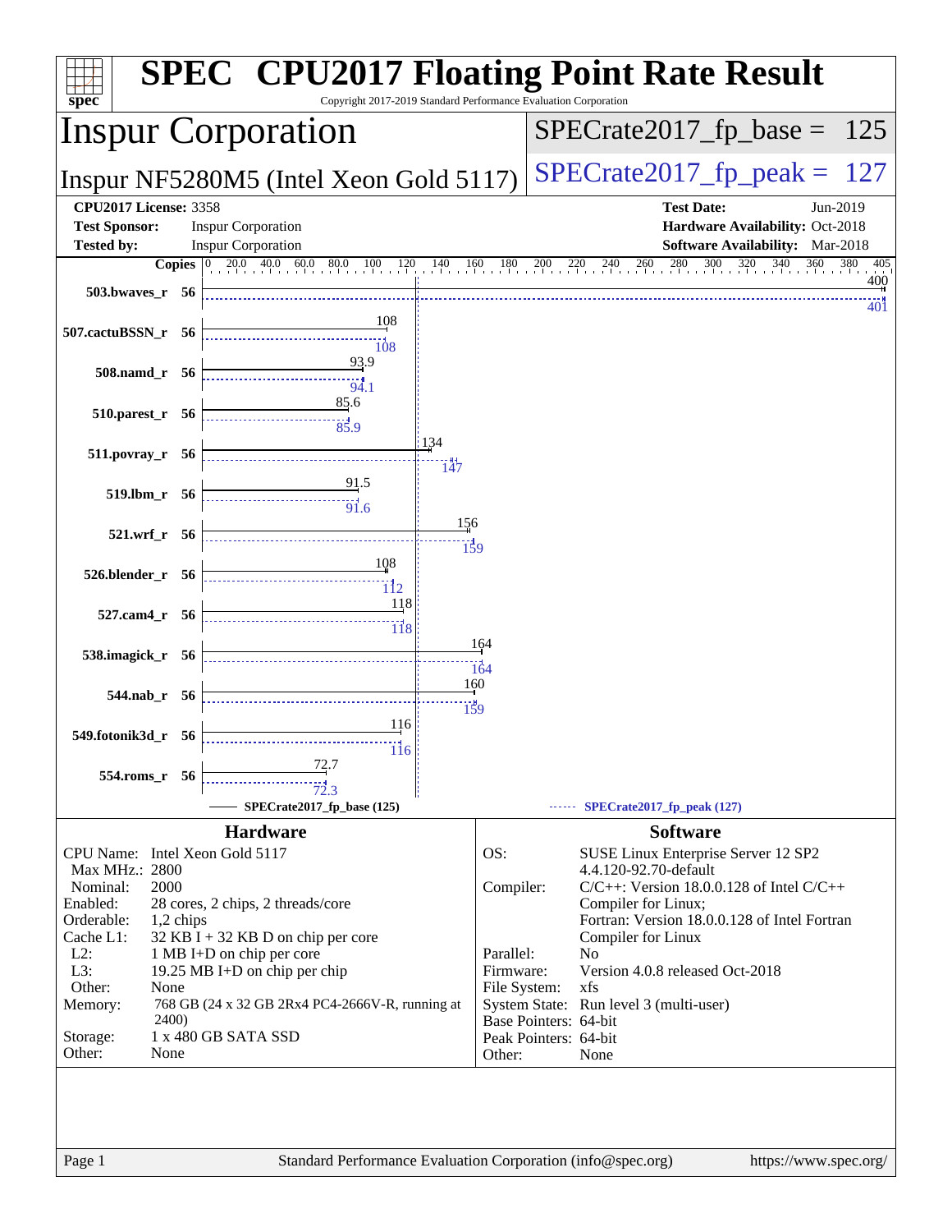# SPEC CPU2017 Floating Point Rate Result

Copyright 2017-2019 Standard Performance Evaluation Corporation

## Inspur Corporation

**Inspur NF5280M5 (Intel Xeon Gold 5117)**

SPECrate2017_fp_base = 125

SPECrate2017_fp_peak = 127

| | | | |
|---|---|---|---|
| **CPU2017 License:** | 3358 | **Test Date:** | Jun-2019 |
| **Test Sponsor:** | Inspur Corporation | **Hardware Availability:** | Oct-2018 |
| **Tested by:** | Inspur Corporation | **Software Availability:** | Mar-2018 |

| Benchmark | Copies | SPECrate2017_fp_base (125) | SPECrate2017_fp_peak (127) |
|---|---|---|---|
| 503.bwaves_r | 56 | 400 | 401 |
| 507.cactuBSSN_r | 56 | 108 | 108 |
| 508.namd_r | 56 | 93.9 | 94.1 |
| 510.parest_r | 56 | 85.6 | 85.9 |
| 511.povray_r | 56 | 134 | 147 |
| 519.lbm_r | 56 | 91.5 | 91.6 |
| 521.wrf_r | 56 | 156 | 159 |
| 526.blender_r | 56 | 108 | 112 |
| 527.cam4_r | 56 | 118 | 118 |
| 538.imagick_r | 56 | 164 | 164 |
| 544.nab_r | 56 | 160 | 159 |
| 549.fotonik3d_r | 56 | 116 | 116 |
| 554.roms_r | 56 | 72.7 | 72.3 |

## Hardware

| | |
|---|---|
| CPU Name: | Intel Xeon Gold 5117 |
| Max MHz.: | 2800 |
| Nominal: | 2000 |
| Enabled: | 28 cores, 2 chips, 2 threads/core |
| Orderable: | 1,2 chips |
| Cache L1: | 32 KB I + 32 KB D on chip per core |
| L2: | 1 MB I+D on chip per core |
| L3: | 19.25 MB I+D on chip per chip |
| Other: | None |
| Memory: | 768 GB (24 x 32 GB 2Rx4 PC4-2666V-R, running at 2400) |
| Storage: | 1 x 480 GB SATA SSD |
| Other: | None |

## Software

| | |
|---|---|
| OS: | SUSE Linux Enterprise Server 12 SP2 4.4.120-92.70-default |
| Compiler: | C/C++: Version 18.0.0.128 of Intel C/C++ Compiler for Linux; Fortran: Version 18.0.0.128 of Intel Fortran Compiler for Linux |
| Parallel: | No |
| Firmware: | Version 4.0.8 released Oct-2018 |
| File System: | xfs |
| System State: | Run level 3 (multi-user) |
| Base Pointers: | 64-bit |
| Peak Pointers: | 64-bit |
| Other: | None |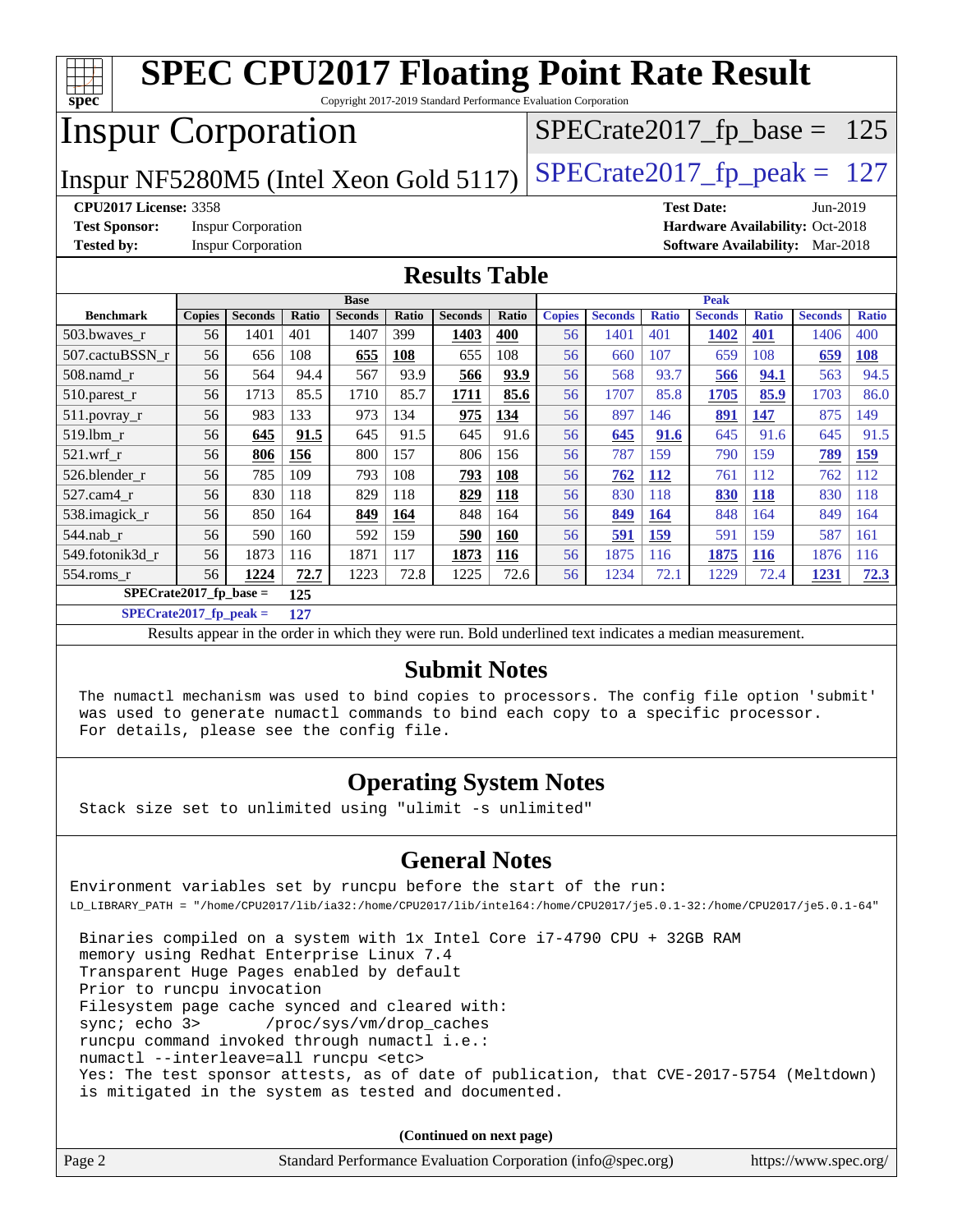# SPEC CPU2017 Floating Point Rate Result

Copyright 2017-2019 Standard Performance Evaluation Corporation

# Inspur Corporation

Inspur NF5280M5 (Intel Xeon Gold 5117)

SPECrate2017_fp_base = 125

SPECrate2017_fp_peak = 127

**CPU2017 License:** 3358
**Test Sponsor:** Inspur Corporation
**Tested by:** Inspur Corporation

**Test Date:** Jun-2019
**Hardware Availability:** Oct-2018
**Software Availability:** Mar-2018

## Results Table

| Benchmark | Base | | | | | | | Peak | | | | | | |
|---|---|---|---|---|---|---|---|---|---|---|---|---|---|---|
| | Copies | Seconds | Ratio | Seconds | Ratio | Seconds | Ratio | Copies | Seconds | Ratio | Seconds | Ratio | Seconds | Ratio |
| 503.bwaves_r | 56 | 1401 | 401 | 1407 | 399 | **1403** | **400** | 56 | 1401 | 401 | **1402** | **401** | 1406 | 400 |
| 507.cactuBSSN_r | 56 | 656 | 108 | **655** | **108** | 655 | 108 | 56 | 660 | 107 | 659 | 108 | **659** | **108** |
| 508.namd_r | 56 | 564 | 94.4 | 567 | 93.9 | **566** | **93.9** | 56 | 568 | 93.7 | **566** | **94.1** | 563 | 94.5 |
| 510.parest_r | 56 | 1713 | 85.5 | 1710 | 85.7 | **1711** | **85.6** | 56 | 1707 | 85.8 | **1705** | **85.9** | 1703 | 86.0 |
| 511.povray_r | 56 | 983 | 133 | 973 | 134 | **975** | **134** | 56 | 897 | 146 | **891** | **147** | 875 | 149 |
| 519.lbm_r | 56 | **645** | **91.5** | 645 | 91.5 | 645 | 91.6 | 56 | **645** | **91.6** | 645 | 91.6 | 645 | 91.5 |
| 521.wrf_r | 56 | **806** | **156** | 800 | 157 | 806 | 156 | 56 | 787 | 159 | 790 | 159 | **789** | **159** |
| 526.blender_r | 56 | 785 | 109 | 793 | 108 | **793** | **108** | 56 | **762** | **112** | 761 | 112 | 762 | 112 |
| 527.cam4_r | 56 | 830 | 118 | 829 | 118 | **829** | **118** | 56 | 830 | 118 | **830** | **118** | 830 | 118 |
| 538.imagick_r | 56 | 850 | 164 | **849** | **164** | 848 | 164 | 56 | **849** | **164** | 848 | 164 | 849 | 164 |
| 544.nab_r | 56 | 590 | 160 | 592 | 159 | **590** | **160** | 56 | **591** | **159** | 591 | 159 | 587 | 161 |
| 549.fotonik3d_r | 56 | 1873 | 116 | 1871 | 117 | **1873** | **116** | 56 | 1875 | 116 | **1875** | **116** | 1876 | 116 |
| 554.roms_r | 56 | **1224** | **72.7** | 1223 | 72.8 | 1225 | 72.6 | 56 | 1234 | 72.1 | 1229 | 72.4 | **1231** | **72.3** |

**SPECrate2017_fp_base = 125**

**SPECrate2017_fp_peak = 127**

Results appear in the order in which they were run. Bold underlined text indicates a median measurement.

## Submit Notes

```
The numactl mechanism was used to bind copies to processors. The config file option 'submit'
was used to generate numactl commands to bind each copy to a specific processor.
For details, please see the config file.
```

## Operating System Notes

```
Stack size set to unlimited using "ulimit -s unlimited"
```

## General Notes

```
Environment variables set by runcpu before the start of the run:
LD_LIBRARY_PATH = "/home/CPU2017/lib/ia32:/home/CPU2017/lib/intel64:/home/CPU2017/je5.0.1-32:/home/CPU2017/je5.0.1-64"

 Binaries compiled on a system with 1x Intel Core i7-4790 CPU + 32GB RAM
 memory using Redhat Enterprise Linux 7.4
 Transparent Huge Pages enabled by default
 Prior to runcpu invocation
 Filesystem page cache synced and cleared with:
 sync; echo 3>       /proc/sys/vm/drop_caches
 runcpu command invoked through numactl i.e.:
 numactl --interleave=all runcpu <etc>
 Yes: The test sponsor attests, as of date of publication, that CVE-2017-5754 (Meltdown)
 is mitigated in the system as tested and documented.
```

(Continued on next page)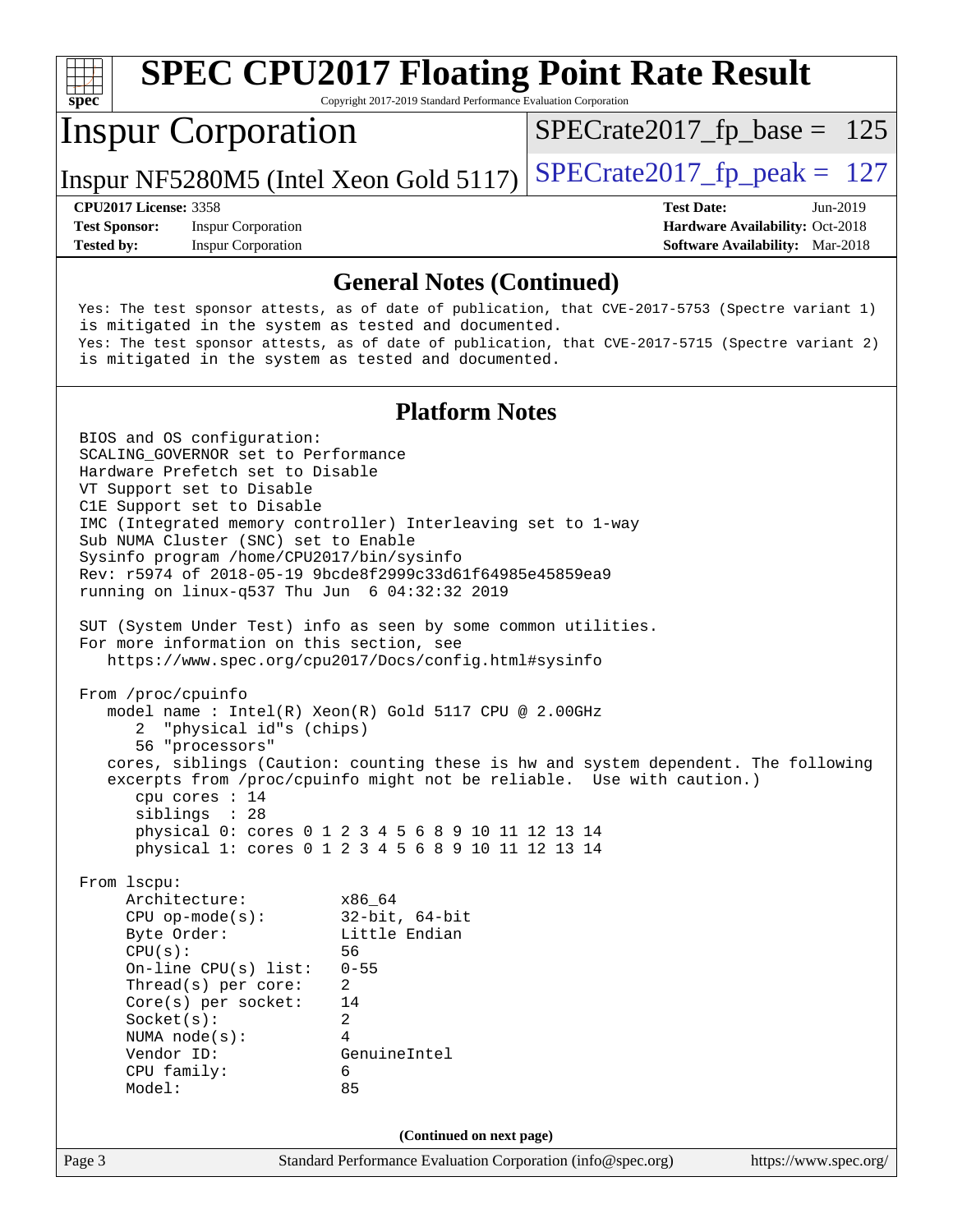## General Notes (Continued)

Yes: The test sponsor attests, as of date of publication, that CVE-2017-5753 (Spectre variant 1) is mitigated in the system as tested and documented.
Yes: The test sponsor attests, as of date of publication, that CVE-2017-5715 (Spectre variant 2) is mitigated in the system as tested and documented.

## Platform Notes

```
BIOS and OS configuration:
SCALING_GOVERNOR set to Performance
Hardware Prefetch set to Disable
VT Support set to Disable
C1E Support set to Disable
IMC (Integrated memory controller) Interleaving set to 1-way
Sub NUMA Cluster (SNC) set to Enable
Sysinfo program /home/CPU2017/bin/sysinfo
Rev: r5974 of 2018-05-19 9bcde8f2999c33d61f64985e45859ea9
running on linux-q537 Thu Jun  6 04:32:32 2019

SUT (System Under Test) info as seen by some common utilities.
For more information on this section, see
   https://www.spec.org/cpu2017/Docs/config.html#sysinfo

From /proc/cpuinfo
   model name : Intel(R) Xeon(R) Gold 5117 CPU @ 2.00GHz
      2  "physical id"s (chips)
      56 "processors"
   cores, siblings (Caution: counting these is hw and system dependent. The following
   excerpts from /proc/cpuinfo might not be reliable.  Use with caution.)
      cpu cores : 14
      siblings  : 28
      physical 0: cores 0 1 2 3 4 5 6 8 9 10 11 12 13 14
      physical 1: cores 0 1 2 3 4 5 6 8 9 10 11 12 13 14

From lscpu:
     Architecture:          x86_64
     CPU op-mode(s):        32-bit, 64-bit
     Byte Order:            Little Endian
     CPU(s):                56
     On-line CPU(s) list:   0-55
     Thread(s) per core:    2
     Core(s) per socket:    14
     Socket(s):             2
     NUMA node(s):          4
     Vendor ID:             GenuineIntel
     CPU family:            6
     Model:                 85
```

(Continued on next page)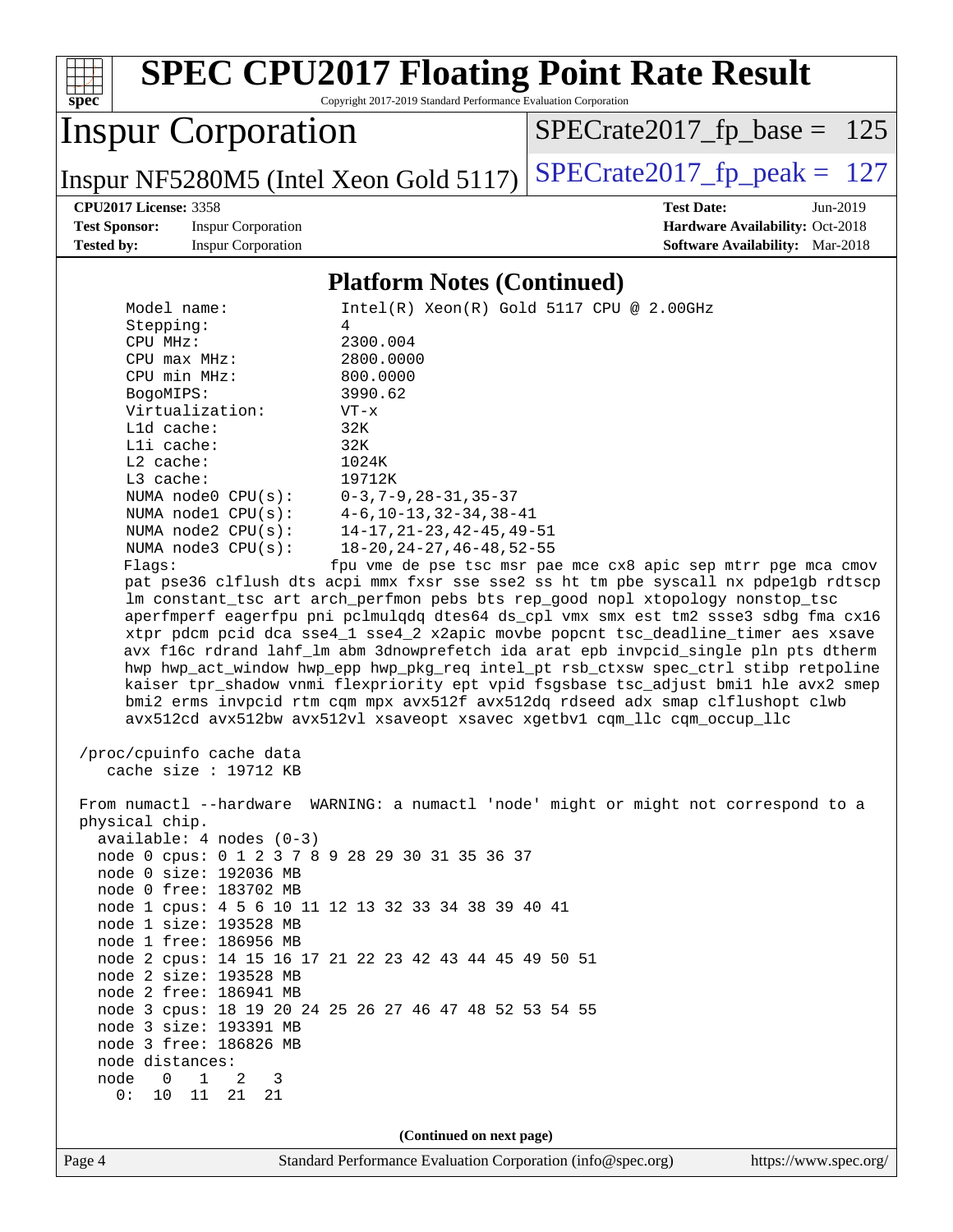## Platform Notes (Continued)

```
     Model name:            Intel(R) Xeon(R) Gold 5117 CPU @ 2.00GHz
     Stepping:              4
     CPU MHz:               2300.004
     CPU max MHz:           2800.0000
     CPU min MHz:           800.0000
     BogoMIPS:              3990.62
     Virtualization:        VT-x
     L1d cache:             32K
     L1i cache:             32K
     L2 cache:              1024K
     L3 cache:              19712K
     NUMA node0 CPU(s):     0-3,7-9,28-31,35-37
     NUMA node1 CPU(s):     4-6,10-13,32-34,38-41
     NUMA node2 CPU(s):     14-17,21-23,42-45,49-51
     NUMA node3 CPU(s):     18-20,24-27,46-48,52-55
     Flags:                fpu vme de pse tsc msr pae mce cx8 apic sep mtrr pge mca cmov
     pat pse36 clflush dts acpi mmx fxsr sse sse2 ss ht tm pbe syscall nx pdpe1gb rdtscp
     lm constant_tsc art arch_perfmon pebs bts rep_good nopl xtopology nonstop_tsc
     aperfmperf eagerfpu pni pclmulqdq dtes64 ds_cpl vmx smx est tm2 ssse3 sdbg fma cx16
     xtpr pdcm pcid dca sse4_1 sse4_2 x2apic movbe popcnt tsc_deadline_timer aes xsave
     avx f16c rdrand lahf_lm abm 3dnowprefetch ida arat epb invpcid_single pln pts dtherm
     hwp hwp_act_window hwp_epp hwp_pkg_req intel_pt rsb_ctxsw spec_ctrl stibp retpoline
     kaiser tpr_shadow vnmi flexpriority ept vpid fsgsbase tsc_adjust bmi1 hle avx2 smep
     bmi2 erms invpcid rtm cqm mpx avx512f avx512dq rdseed adx smap clflushopt clwb
     avx512cd avx512bw avx512vl xsaveopt xsavec xgetbv1 cqm_llc cqm_occup_llc

 /proc/cpuinfo cache data
    cache size : 19712 KB

 From numactl --hardware  WARNING: a numactl 'node' might or might not correspond to a
 physical chip.
   available: 4 nodes (0-3)
   node 0 cpus: 0 1 2 3 7 8 9 28 29 30 31 35 36 37
   node 0 size: 192036 MB
   node 0 free: 183702 MB
   node 1 cpus: 4 5 6 10 11 12 13 32 33 34 38 39 40 41
   node 1 size: 193528 MB
   node 1 free: 186956 MB
   node 2 cpus: 14 15 16 17 21 22 23 42 43 44 45 49 50 51
   node 2 size: 193528 MB
   node 2 free: 186941 MB
   node 3 cpus: 18 19 20 24 25 26 27 46 47 48 52 53 54 55
   node 3 size: 193391 MB
   node 3 free: 186826 MB
   node distances:
   node   0   1   2   3
     0:  10  11  21  21
```

(Continued on next page)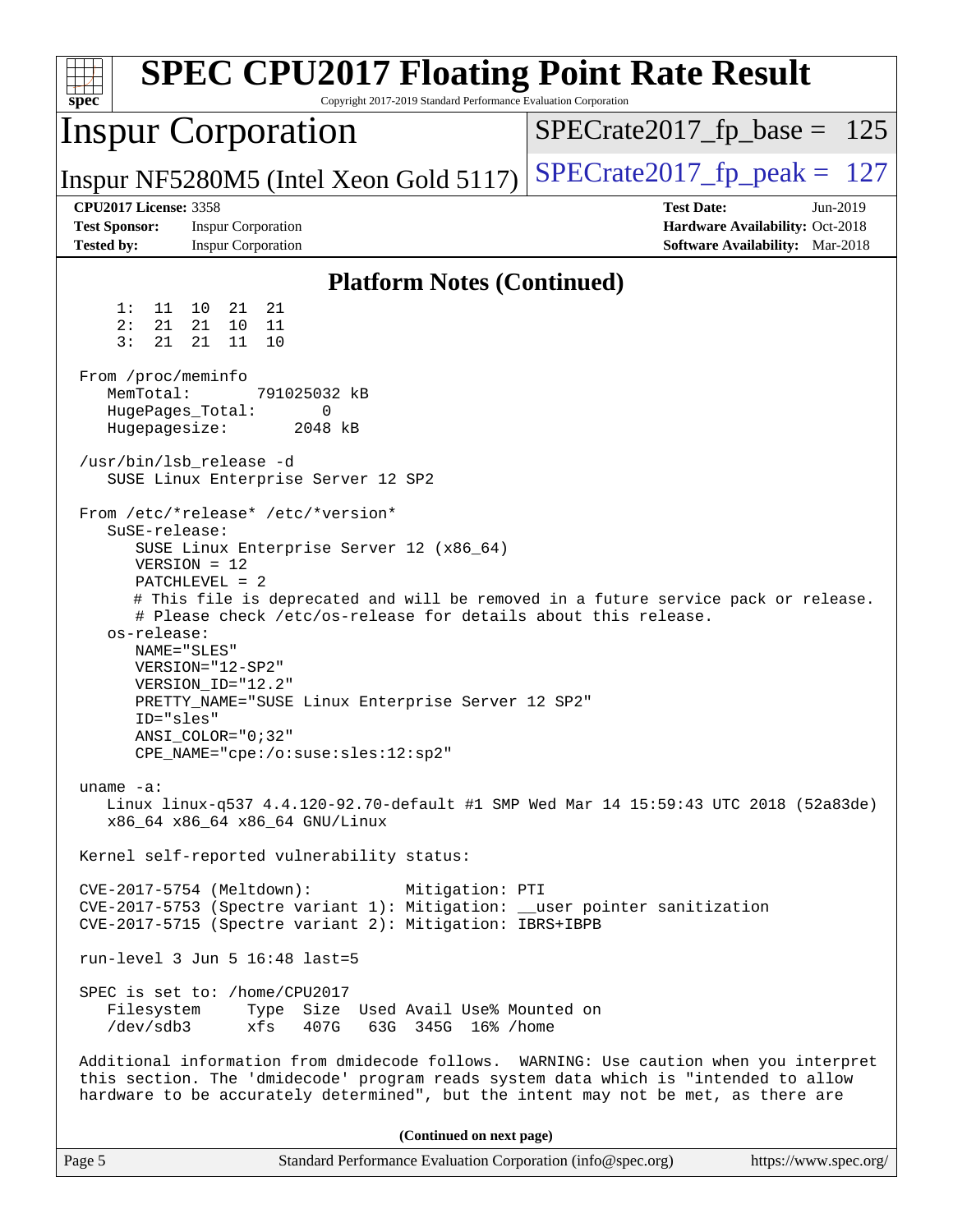## Platform Notes (Continued)

```
     1:  11  10  21  21
     2:  21  21  10  11
     3:  21  21  11  10

 From /proc/meminfo
    MemTotal:       791025032 kB
    HugePages_Total:       0
    Hugepagesize:       2048 kB

 /usr/bin/lsb_release -d
    SUSE Linux Enterprise Server 12 SP2

 From /etc/*release* /etc/*version*
    SuSE-release:
       SUSE Linux Enterprise Server 12 (x86_64)
       VERSION = 12
       PATCHLEVEL = 2
       # This file is deprecated and will be removed in a future service pack or release.
       # Please check /etc/os-release for details about this release.
    os-release:
       NAME="SLES"
       VERSION="12-SP2"
       VERSION_ID="12.2"
       PRETTY_NAME="SUSE Linux Enterprise Server 12 SP2"
       ID="sles"
       ANSI_COLOR="0;32"
       CPE_NAME="cpe:/o:suse:sles:12:sp2"

 uname -a:
    Linux linux-q537 4.4.120-92.70-default #1 SMP Wed Mar 14 15:59:43 UTC 2018 (52a83de)
    x86_64 x86_64 x86_64 GNU/Linux

 Kernel self-reported vulnerability status:

 CVE-2017-5754 (Meltdown):          Mitigation: PTI
 CVE-2017-5753 (Spectre variant 1): Mitigation: __user pointer sanitization
 CVE-2017-5715 (Spectre variant 2): Mitigation: IBRS+IBPB

 run-level 3 Jun 5 16:48 last=5

 SPEC is set to: /home/CPU2017
    Filesystem     Type  Size  Used Avail Use% Mounted on
    /dev/sdb3      xfs   407G   63G  345G  16% /home

 Additional information from dmidecode follows.  WARNING: Use caution when you interpret
 this section. The 'dmidecode' program reads system data which is "intended to allow
 hardware to be accurately determined", but the intent may not be met, as there are
```

(Continued on next page)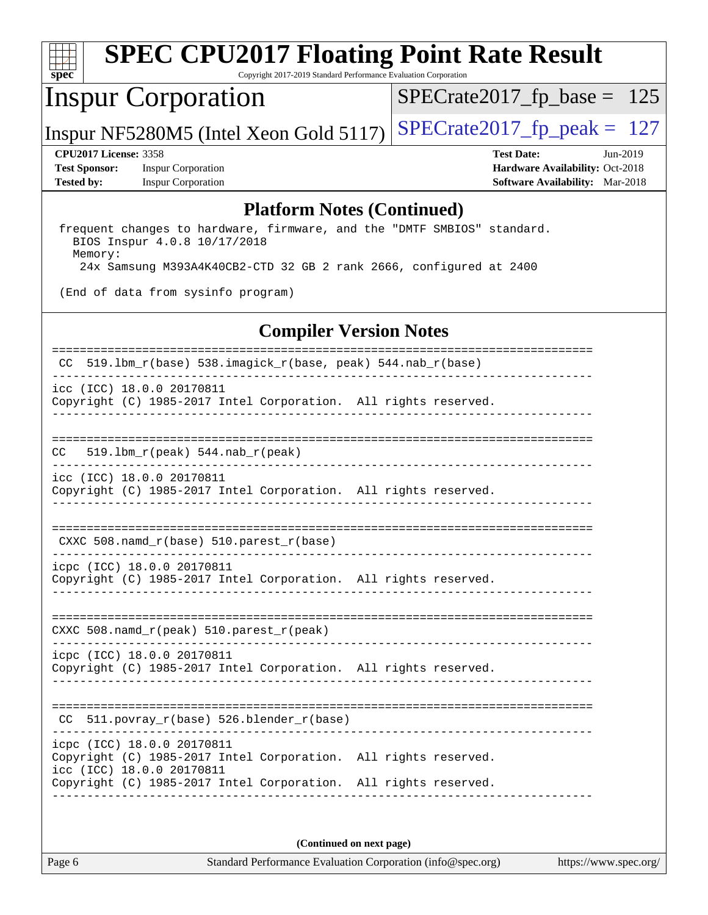## Platform Notes (Continued)

```
 frequent changes to hardware, firmware, and the "DMTF SMBIOS" standard.
   BIOS Inspur 4.0.8 10/17/2018
   Memory:
    24x Samsung M393A4K40CB2-CTD 32 GB 2 rank 2666, configured at 2400

 (End of data from sysinfo program)
```

## Compiler Version Notes

```
==============================================================================
 CC  519.lbm_r(base) 538.imagick_r(base, peak) 544.nab_r(base)
------------------------------------------------------------------------------
icc (ICC) 18.0.0 20170811
Copyright (C) 1985-2017 Intel Corporation.  All rights reserved.
------------------------------------------------------------------------------

==============================================================================
CC   519.lbm_r(peak) 544.nab_r(peak)
------------------------------------------------------------------------------
icc (ICC) 18.0.0 20170811
Copyright (C) 1985-2017 Intel Corporation.  All rights reserved.
------------------------------------------------------------------------------

==============================================================================
 CXXC 508.namd_r(base) 510.parest_r(base)
------------------------------------------------------------------------------
icpc (ICC) 18.0.0 20170811
Copyright (C) 1985-2017 Intel Corporation.  All rights reserved.
------------------------------------------------------------------------------

==============================================================================
CXXC 508.namd_r(peak) 510.parest_r(peak)
------------------------------------------------------------------------------
icpc (ICC) 18.0.0 20170811
Copyright (C) 1985-2017 Intel Corporation.  All rights reserved.
------------------------------------------------------------------------------

==============================================================================
 CC  511.povray_r(base) 526.blender_r(base)
------------------------------------------------------------------------------
icpc (ICC) 18.0.0 20170811
Copyright (C) 1985-2017 Intel Corporation.  All rights reserved.
icc (ICC) 18.0.0 20170811
Copyright (C) 1985-2017 Intel Corporation.  All rights reserved.
------------------------------------------------------------------------------
```

(Continued on next page)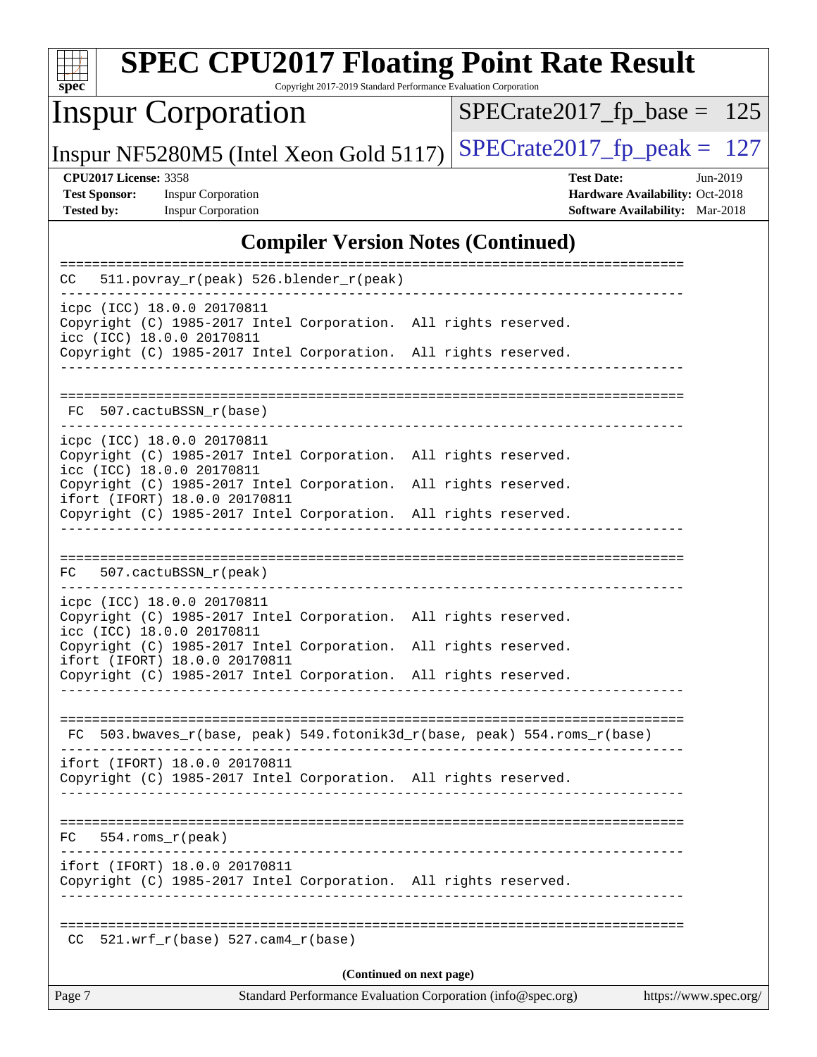## Compiler Version Notes (Continued)

```
==============================================================================
CC  511.povray_r(peak) 526.blender_r(peak)
------------------------------------------------------------------------------
icpc (ICC) 18.0.0 20170811
Copyright (C) 1985-2017 Intel Corporation.  All rights reserved.
icc (ICC) 18.0.0 20170811
Copyright (C) 1985-2017 Intel Corporation.  All rights reserved.
------------------------------------------------------------------------------

==============================================================================
 FC  507.cactuBSSN_r(base)
------------------------------------------------------------------------------
icpc (ICC) 18.0.0 20170811
Copyright (C) 1985-2017 Intel Corporation.  All rights reserved.
icc (ICC) 18.0.0 20170811
Copyright (C) 1985-2017 Intel Corporation.  All rights reserved.
ifort (IFORT) 18.0.0 20170811
Copyright (C) 1985-2017 Intel Corporation.  All rights reserved.
------------------------------------------------------------------------------

==============================================================================
FC  507.cactuBSSN_r(peak)
------------------------------------------------------------------------------
icpc (ICC) 18.0.0 20170811
Copyright (C) 1985-2017 Intel Corporation.  All rights reserved.
icc (ICC) 18.0.0 20170811
Copyright (C) 1985-2017 Intel Corporation.  All rights reserved.
ifort (IFORT) 18.0.0 20170811
Copyright (C) 1985-2017 Intel Corporation.  All rights reserved.
------------------------------------------------------------------------------

==============================================================================
 FC  503.bwaves_r(base, peak) 549.fotonik3d_r(base, peak) 554.roms_r(base)
------------------------------------------------------------------------------
ifort (IFORT) 18.0.0 20170811
Copyright (C) 1985-2017 Intel Corporation.  All rights reserved.
------------------------------------------------------------------------------

==============================================================================
FC  554.roms_r(peak)
------------------------------------------------------------------------------
ifort (IFORT) 18.0.0 20170811
Copyright (C) 1985-2017 Intel Corporation.  All rights reserved.
------------------------------------------------------------------------------

==============================================================================
 CC  521.wrf_r(base) 527.cam4_r(base)
```

(Continued on next page)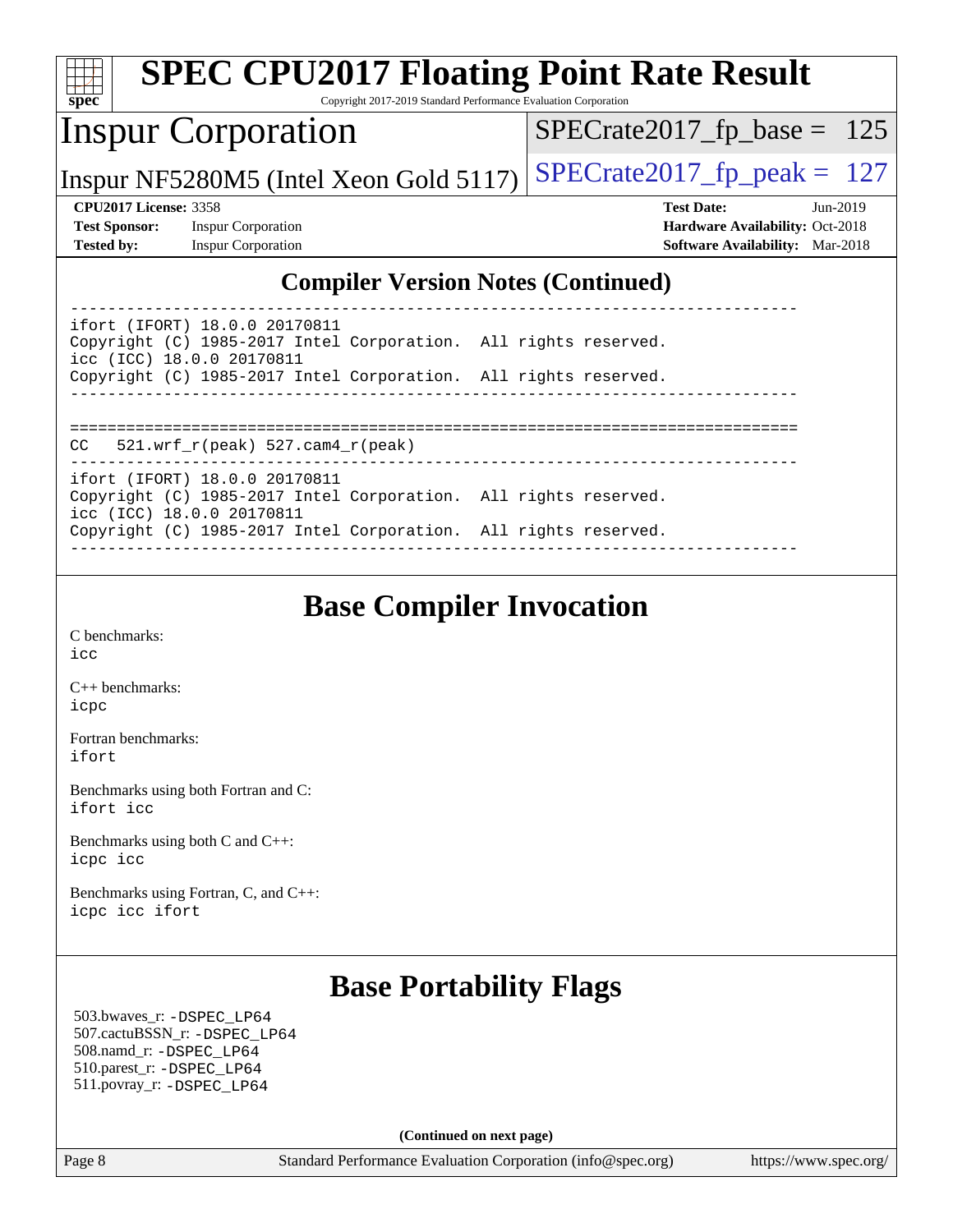## Compiler Version Notes (Continued)

```
------------------------------------------------------------------------------
ifort (IFORT) 18.0.0 20170811
Copyright (C) 1985-2017 Intel Corporation.  All rights reserved.
icc (ICC) 18.0.0 20170811
Copyright (C) 1985-2017 Intel Corporation.  All rights reserved.
------------------------------------------------------------------------------

==============================================================================
CC  521.wrf_r(peak) 527.cam4_r(peak)
------------------------------------------------------------------------------
ifort (IFORT) 18.0.0 20170811
Copyright (C) 1985-2017 Intel Corporation.  All rights reserved.
icc (ICC) 18.0.0 20170811
Copyright (C) 1985-2017 Intel Corporation.  All rights reserved.
------------------------------------------------------------------------------
```

## Base Compiler Invocation

C benchmarks:
icc

C++ benchmarks:
icpc

Fortran benchmarks:
ifort

Benchmarks using both Fortran and C:
ifort icc

Benchmarks using both C and C++:
icpc icc

Benchmarks using Fortran, C, and C++:
icpc icc ifort

## Base Portability Flags

503.bwaves_r: -DSPEC_LP64
507.cactuBSSN_r: -DSPEC_LP64
508.namd_r: -DSPEC_LP64
510.parest_r: -DSPEC_LP64
511.povray_r: -DSPEC_LP64

**(Continued on next page)**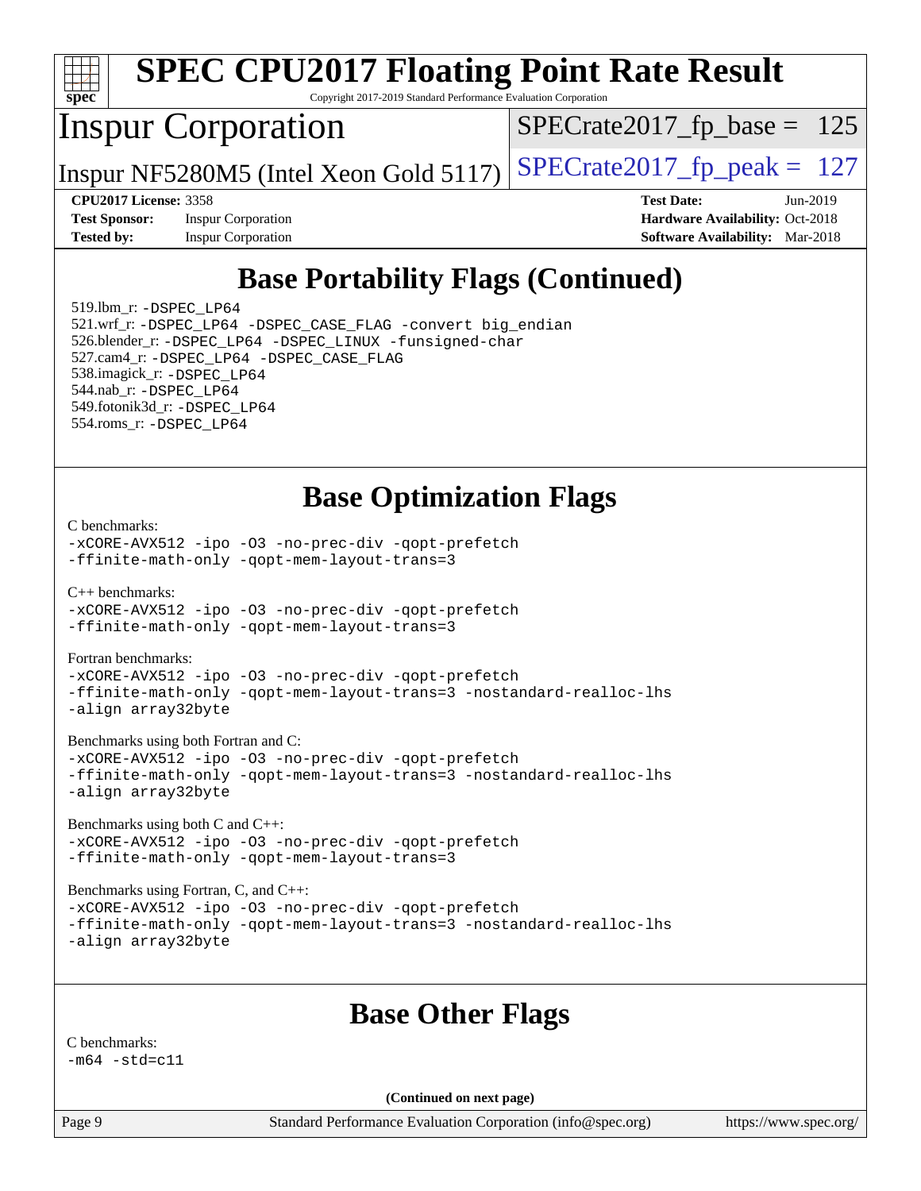## Base Portability Flags (Continued)

519.lbm_r: `-DSPEC_LP64`
521.wrf_r: `-DSPEC_LP64 -DSPEC_CASE_FLAG -convert big_endian`
526.blender_r: `-DSPEC_LP64 -DSPEC_LINUX -funsigned-char`
527.cam4_r: `-DSPEC_LP64 -DSPEC_CASE_FLAG`
538.imagick_r: `-DSPEC_LP64`
544.nab_r: `-DSPEC_LP64`
549.fotonik3d_r: `-DSPEC_LP64`
554.roms_r: `-DSPEC_LP64`

## Base Optimization Flags

C benchmarks:
```
-xCORE-AVX512 -ipo -O3 -no-prec-div -qopt-prefetch
-ffinite-math-only -qopt-mem-layout-trans=3
```

C++ benchmarks:
```
-xCORE-AVX512 -ipo -O3 -no-prec-div -qopt-prefetch
-ffinite-math-only -qopt-mem-layout-trans=3
```

Fortran benchmarks:
```
-xCORE-AVX512 -ipo -O3 -no-prec-div -qopt-prefetch
-ffinite-math-only -qopt-mem-layout-trans=3 -nostandard-realloc-lhs
-align array32byte
```

Benchmarks using both Fortran and C:
```
-xCORE-AVX512 -ipo -O3 -no-prec-div -qopt-prefetch
-ffinite-math-only -qopt-mem-layout-trans=3 -nostandard-realloc-lhs
-align array32byte
```

Benchmarks using both C and C++:
```
-xCORE-AVX512 -ipo -O3 -no-prec-div -qopt-prefetch
-ffinite-math-only -qopt-mem-layout-trans=3
```

Benchmarks using Fortran, C, and C++:
```
-xCORE-AVX512 -ipo -O3 -no-prec-div -qopt-prefetch
-ffinite-math-only -qopt-mem-layout-trans=3 -nostandard-realloc-lhs
-align array32byte
```

## Base Other Flags

C benchmarks:
```
-m64 -std=c11
```

**(Continued on next page)**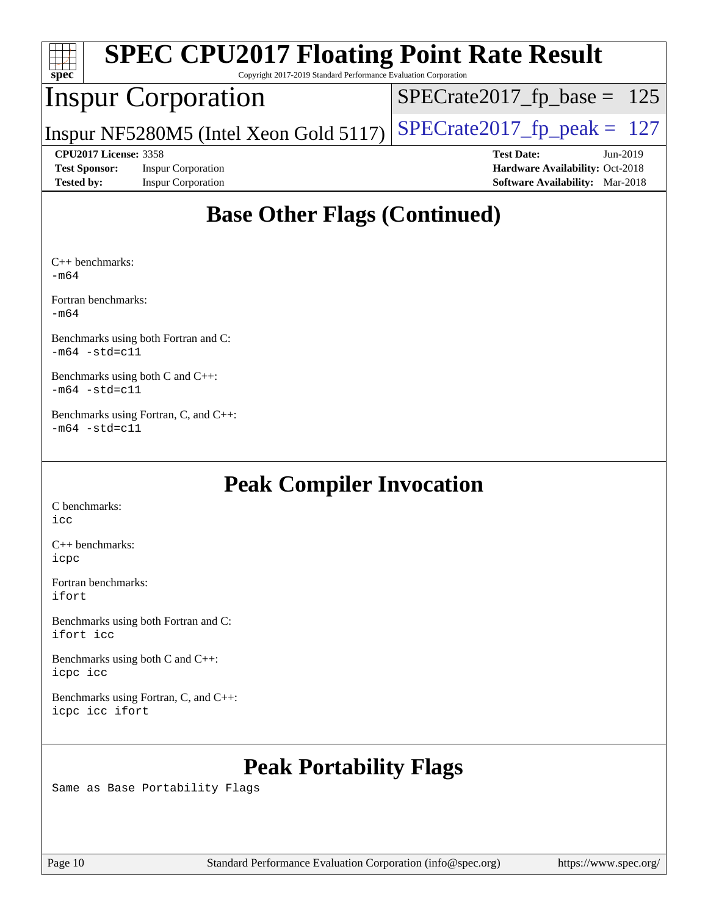## Base Other Flags (Continued)

C++ benchmarks:
`-m64`

Fortran benchmarks:
`-m64`

Benchmarks using both Fortran and C:
`-m64 -std=c11`

Benchmarks using both C and C++:
`-m64 -std=c11`

Benchmarks using Fortran, C, and C++:
`-m64 -std=c11`

## Peak Compiler Invocation

C benchmarks:
`icc`

C++ benchmarks:
`icpc`

Fortran benchmarks:
`ifort`

Benchmarks using both Fortran and C:
`ifort icc`

Benchmarks using both C and C++:
`icpc icc`

Benchmarks using Fortran, C, and C++:
`icpc icc ifort`

## Peak Portability Flags

Same as Base Portability Flags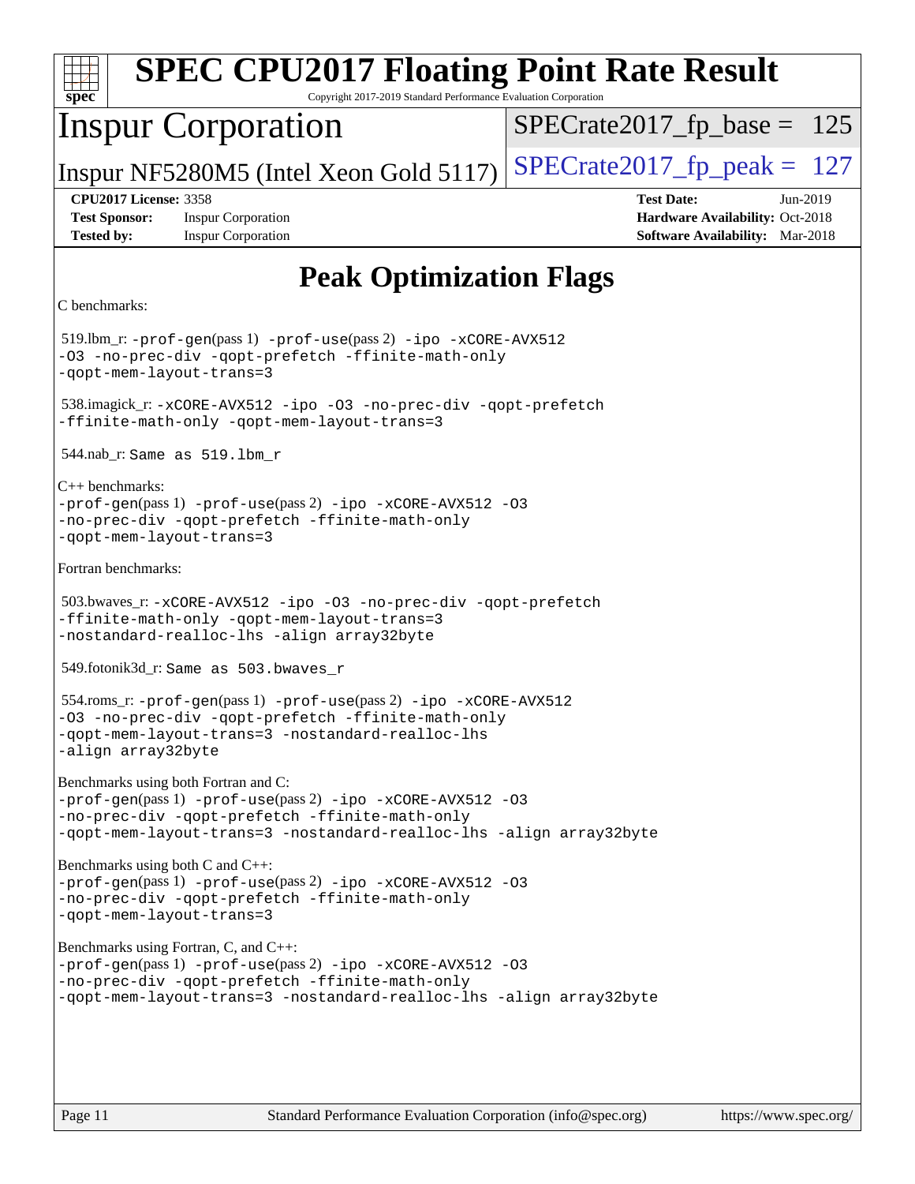# SPEC CPU2017 Floating Point Rate Result

Copyright 2017-2019 Standard Performance Evaluation Corporation

## Inspur Corporation

Inspur NF5280M5 (Intel Xeon Gold 5117)

SPECrate2017_fp_base = 125

SPECrate2017_fp_peak = 127

**CPU2017 License:** 3358
**Test Sponsor:** Inspur Corporation
**Tested by:** Inspur Corporation

**Test Date:** Jun-2019
**Hardware Availability:** Oct-2018
**Software Availability:** Mar-2018

## Peak Optimization Flags

C benchmarks:

519.lbm_r: `-prof-gen`(pass 1) `-prof-use`(pass 2) `-ipo -xCORE-AVX512 -O3 -no-prec-div -qopt-prefetch -ffinite-math-only -qopt-mem-layout-trans=3`

538.imagick_r: `-xCORE-AVX512 -ipo -O3 -no-prec-div -qopt-prefetch -ffinite-math-only -qopt-mem-layout-trans=3`

544.nab_r: `Same as 519.lbm_r`

C++ benchmarks:
`-prof-gen`(pass 1) `-prof-use`(pass 2) `-ipo -xCORE-AVX512 -O3 -no-prec-div -qopt-prefetch -ffinite-math-only -qopt-mem-layout-trans=3`

Fortran benchmarks:

503.bwaves_r: `-xCORE-AVX512 -ipo -O3 -no-prec-div -qopt-prefetch -ffinite-math-only -qopt-mem-layout-trans=3 -nostandard-realloc-lhs -align array32byte`

549.fotonik3d_r: `Same as 503.bwaves_r`

554.roms_r: `-prof-gen`(pass 1) `-prof-use`(pass 2) `-ipo -xCORE-AVX512 -O3 -no-prec-div -qopt-prefetch -ffinite-math-only -qopt-mem-layout-trans=3 -nostandard-realloc-lhs -align array32byte`

Benchmarks using both Fortran and C:
`-prof-gen`(pass 1) `-prof-use`(pass 2) `-ipo -xCORE-AVX512 -O3 -no-prec-div -qopt-prefetch -ffinite-math-only -qopt-mem-layout-trans=3 -nostandard-realloc-lhs -align array32byte`

Benchmarks using both C and C++:
`-prof-gen`(pass 1) `-prof-use`(pass 2) `-ipo -xCORE-AVX512 -O3 -no-prec-div -qopt-prefetch -ffinite-math-only -qopt-mem-layout-trans=3`

Benchmarks using Fortran, C, and C++:
`-prof-gen`(pass 1) `-prof-use`(pass 2) `-ipo -xCORE-AVX512 -O3 -no-prec-div -qopt-prefetch -ffinite-math-only -qopt-mem-layout-trans=3 -nostandard-realloc-lhs -align array32byte`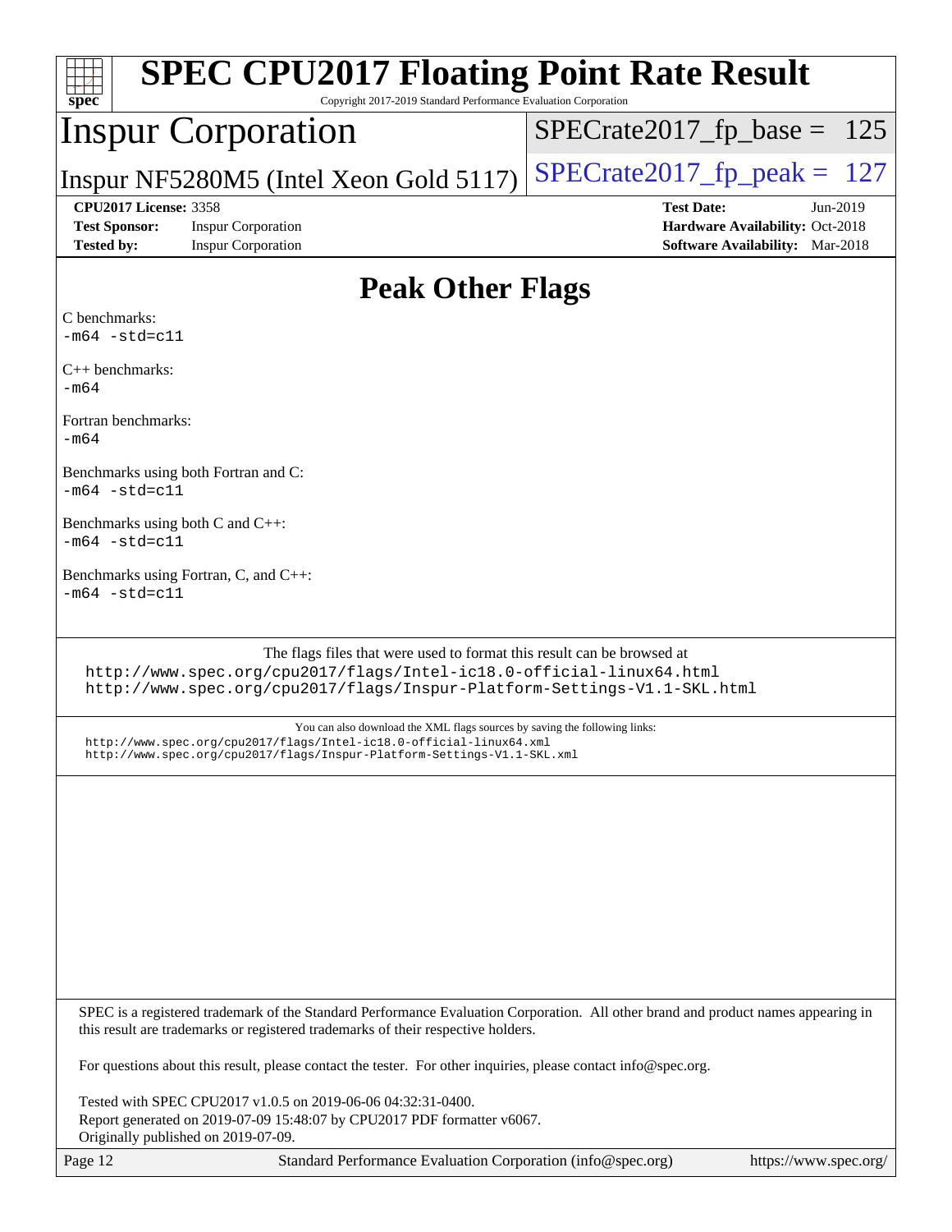# Peak Other Flags

C benchmarks:
-m64 -std=c11

C++ benchmarks:
-m64

Fortran benchmarks:
-m64

Benchmarks using both Fortran and C:
-m64 -std=c11

Benchmarks using both C and C++:
-m64 -std=c11

Benchmarks using Fortran, C, and C++:
-m64 -std=c11

The flags files that were used to format this result can be browsed at
http://www.spec.org/cpu2017/flags/Intel-ic18.0-official-linux64.html
http://www.spec.org/cpu2017/flags/Inspur-Platform-Settings-V1.1-SKL.html

You can also download the XML flags sources by saving the following links:
http://www.spec.org/cpu2017/flags/Intel-ic18.0-official-linux64.xml
http://www.spec.org/cpu2017/flags/Inspur-Platform-Settings-V1.1-SKL.xml

SPEC is a registered trademark of the Standard Performance Evaluation Corporation. All other brand and product names appearing in this result are trademarks or registered trademarks of their respective holders.

For questions about this result, please contact the tester. For other inquiries, please contact info@spec.org.

Tested with SPEC CPU2017 v1.0.5 on 2019-06-06 04:32:31-0400.
Report generated on 2019-07-09 15:48:07 by CPU2017 PDF formatter v6067.
Originally published on 2019-07-09.